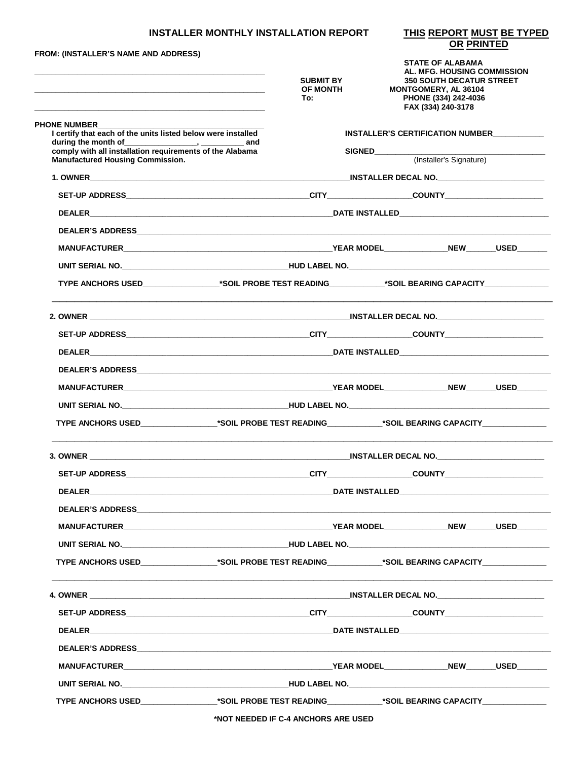# INSTALLER MONTHLY INSTALLATION REPORT

**THIS REPORT MUST BE TYPED OR PRINTED**

**FROM: (INSTALLER'S NAME AND ADDRESS)**

\_\_\_\_\_\_\_\_\_\_\_\_\_\_\_\_\_\_\_\_\_\_\_\_\_\_\_\_\_\_\_\_\_\_\_\_\_\_\_\_

\_\_\_\_\_\_\_\_\_\_\_\_\_\_\_\_\_\_\_\_\_\_\_\_\_\_\_\_\_\_\_\_\_\_\_\_\_\_\_\_

\_\_\_\_\_\_\_\_\_\_\_\_\_\_\_\_\_\_\_\_\_\_\_\_\_\_\_\_\_\_\_\_\_\_\_\_\_\_\_\_

**SUBMIT BY OF MONTH To:**

**STATE OF ALABAMA**
**AL. MFG. HOUSING COMMISSION**
**350 SOUTH DECATUR STREET**
**MONTGOMERY, AL 36104**
**PHONE (334) 242-4036**
**FAX (334) 240-3178**

**PHONE NUMBER**\_\_\_\_\_\_\_\_\_\_\_\_\_\_\_\_\_\_\_\_\_\_\_\_

**I certify that each of the units listed below were installed during the month of\_\_\_\_\_\_\_\_\_\_\_\_\_\_, \_\_\_\_\_\_\_\_ and comply with all installation requirements of the Alabama Manufactured Housing Commission.**

**INSTALLER'S CERTIFICATION NUMBER**\_\_\_\_\_\_\_\_\_\_

**SIGNED**\_\_\_\_\_\_\_\_\_\_\_\_\_\_\_\_\_\_\_\_\_\_\_\_\_\_\_\_\_\_
(Installer's Signature)

**1. OWNER**\_\_\_\_\_\_\_\_\_\_\_\_\_\_\_\_\_\_\_\_\_\_\_\_\_\_\_\_\_\_\_\_\_\_\_\_**INSTALLER DECAL NO.**\_\_\_\_\_\_\_\_\_\_\_\_\_\_\_\_

**SET-UP ADDRESS**\_\_\_\_\_\_\_\_\_\_\_\_\_\_\_\_\_\_\_\_\_\_\_\_\_\_**CITY**\_\_\_\_\_\_\_\_\_\_\_\_\_\_**COUNTY**\_\_\_\_\_\_\_\_\_\_\_\_\_\_

**DEALER**\_\_\_\_\_\_\_\_\_\_\_\_\_\_\_\_\_\_\_\_\_\_\_\_\_\_\_\_\_\_\_\_\_\_\_\_**DATE INSTALLED**\_\_\_\_\_\_\_\_\_\_\_\_\_\_\_\_\_\_\_\_

**DEALER'S ADDRESS**\_\_\_\_\_\_\_\_\_\_\_\_\_\_\_\_\_\_\_\_\_\_\_\_\_\_\_\_\_\_\_\_\_\_\_\_\_\_\_\_\_\_\_\_\_\_\_\_\_\_\_\_\_\_\_\_\_\_

**MANUFACTURER**\_\_\_\_\_\_\_\_\_\_\_\_\_\_\_\_\_\_\_\_\_\_\_\_\_\_\_\_\_\_**YEAR MODEL**\_\_\_\_\_\_\_\_\_\_**NEW**\_\_\_\_\_**USED**\_\_\_\_\_

**UNIT SERIAL NO.**\_\_\_\_\_\_\_\_\_\_\_\_\_\_\_\_\_\_\_\_\_\_\_\_**HUD LABEL NO.**\_\_\_\_\_\_\_\_\_\_\_\_\_\_\_\_\_\_\_\_\_\_\_\_\_\_\_\_

**TYPE ANCHORS USED**\_\_\_\_\_\_\_\_\_\_\_\_**\*SOIL PROBE TEST READING**\_\_\_\_\_\_\_\_\_**\*SOIL BEARING CAPACITY**\_\_\_\_\_\_\_\_\_\_

---

**2. OWNER**\_\_\_\_\_\_\_\_\_\_\_\_\_\_\_\_\_\_\_\_\_\_\_\_\_\_\_\_\_\_\_\_\_\_\_\_**INSTALLER DECAL NO.**\_\_\_\_\_\_\_\_\_\_\_\_\_\_\_\_

**SET-UP ADDRESS**\_\_\_\_\_\_\_\_\_\_\_\_\_\_\_\_\_\_\_\_\_\_\_\_\_\_**CITY**\_\_\_\_\_\_\_\_\_\_\_\_\_\_**COUNTY**\_\_\_\_\_\_\_\_\_\_\_\_\_\_

**DEALER**\_\_\_\_\_\_\_\_\_\_\_\_\_\_\_\_\_\_\_\_\_\_\_\_\_\_\_\_\_\_\_\_\_\_\_\_**DATE INSTALLED**\_\_\_\_\_\_\_\_\_\_\_\_\_\_\_\_\_\_\_\_

**DEALER'S ADDRESS**\_\_\_\_\_\_\_\_\_\_\_\_\_\_\_\_\_\_\_\_\_\_\_\_\_\_\_\_\_\_\_\_\_\_\_\_\_\_\_\_\_\_\_\_\_\_\_\_\_\_\_\_\_\_\_\_\_\_

**MANUFACTURER**\_\_\_\_\_\_\_\_\_\_\_\_\_\_\_\_\_\_\_\_\_\_\_\_\_\_\_\_\_\_**YEAR MODEL**\_\_\_\_\_\_\_\_\_\_**NEW**\_\_\_\_\_**USED**\_\_\_\_\_

**UNIT SERIAL NO.**\_\_\_\_\_\_\_\_\_\_\_\_\_\_\_\_\_\_\_\_\_\_\_\_**HUD LABEL NO.**\_\_\_\_\_\_\_\_\_\_\_\_\_\_\_\_\_\_\_\_\_\_\_\_\_\_\_\_

**TYPE ANCHORS USED**\_\_\_\_\_\_\_\_\_\_\_\_**\*SOIL PROBE TEST READING**\_\_\_\_\_\_\_\_\_**\*SOIL BEARING CAPACITY**\_\_\_\_\_\_\_\_\_\_

---

**3. OWNER**\_\_\_\_\_\_\_\_\_\_\_\_\_\_\_\_\_\_\_\_\_\_\_\_\_\_\_\_\_\_\_\_\_\_\_\_**INSTALLER DECAL NO.**\_\_\_\_\_\_\_\_\_\_\_\_\_\_\_\_

**SET-UP ADDRESS**\_\_\_\_\_\_\_\_\_\_\_\_\_\_\_\_\_\_\_\_\_\_\_\_\_\_**CITY**\_\_\_\_\_\_\_\_\_\_\_\_\_\_**COUNTY**\_\_\_\_\_\_\_\_\_\_\_\_\_\_

**DEALER**\_\_\_\_\_\_\_\_\_\_\_\_\_\_\_\_\_\_\_\_\_\_\_\_\_\_\_\_\_\_\_\_\_\_\_\_**DATE INSTALLED**\_\_\_\_\_\_\_\_\_\_\_\_\_\_\_\_\_\_\_\_

**DEALER'S ADDRESS**\_\_\_\_\_\_\_\_\_\_\_\_\_\_\_\_\_\_\_\_\_\_\_\_\_\_\_\_\_\_\_\_\_\_\_\_\_\_\_\_\_\_\_\_\_\_\_\_\_\_\_\_\_\_\_\_\_\_

**MANUFACTURER**\_\_\_\_\_\_\_\_\_\_\_\_\_\_\_\_\_\_\_\_\_\_\_\_\_\_\_\_\_\_**YEAR MODEL**\_\_\_\_\_\_\_\_\_\_**NEW**\_\_\_\_\_**USED**\_\_\_\_\_

**UNIT SERIAL NO.**\_\_\_\_\_\_\_\_\_\_\_\_\_\_\_\_\_\_\_\_\_\_\_\_**HUD LABEL NO.**\_\_\_\_\_\_\_\_\_\_\_\_\_\_\_\_\_\_\_\_\_\_\_\_\_\_\_\_

**TYPE ANCHORS USED**\_\_\_\_\_\_\_\_\_\_\_\_**\*SOIL PROBE TEST READING**\_\_\_\_\_\_\_\_\_**\*SOIL BEARING CAPACITY**\_\_\_\_\_\_\_\_\_\_

---

**4. OWNER**\_\_\_\_\_\_\_\_\_\_\_\_\_\_\_\_\_\_\_\_\_\_\_\_\_\_\_\_\_\_\_\_\_\_\_\_**INSTALLER DECAL NO.**\_\_\_\_\_\_\_\_\_\_\_\_\_\_\_\_

**SET-UP ADDRESS**\_\_\_\_\_\_\_\_\_\_\_\_\_\_\_\_\_\_\_\_\_\_\_\_\_\_**CITY**\_\_\_\_\_\_\_\_\_\_\_\_\_\_**COUNTY**\_\_\_\_\_\_\_\_\_\_\_\_\_\_

**DEALER**\_\_\_\_\_\_\_\_\_\_\_\_\_\_\_\_\_\_\_\_\_\_\_\_\_\_\_\_\_\_\_\_\_\_\_\_**DATE INSTALLED**\_\_\_\_\_\_\_\_\_\_\_\_\_\_\_\_\_\_\_\_

**DEALER'S ADDRESS**\_\_\_\_\_\_\_\_\_\_\_\_\_\_\_\_\_\_\_\_\_\_\_\_\_\_\_\_\_\_\_\_\_\_\_\_\_\_\_\_\_\_\_\_\_\_\_\_\_\_\_\_\_\_\_\_\_\_

**MANUFACTURER**\_\_\_\_\_\_\_\_\_\_\_\_\_\_\_\_\_\_\_\_\_\_\_\_\_\_\_\_\_\_**YEAR MODEL**\_\_\_\_\_\_\_\_\_\_**NEW**\_\_\_\_\_**USED**\_\_\_\_\_

**UNIT SERIAL NO.**\_\_\_\_\_\_\_\_\_\_\_\_\_\_\_\_\_\_\_\_\_\_\_\_**HUD LABEL NO.**\_\_\_\_\_\_\_\_\_\_\_\_\_\_\_\_\_\_\_\_\_\_\_\_\_\_\_\_

**TYPE ANCHORS USED**\_\_\_\_\_\_\_\_\_\_\_\_**\*SOIL PROBE TEST READING**\_\_\_\_\_\_\_\_\_**\*SOIL BEARING CAPACITY**\_\_\_\_\_\_\_\_\_\_

**\*NOT NEEDED IF C-4 ANCHORS ARE USED**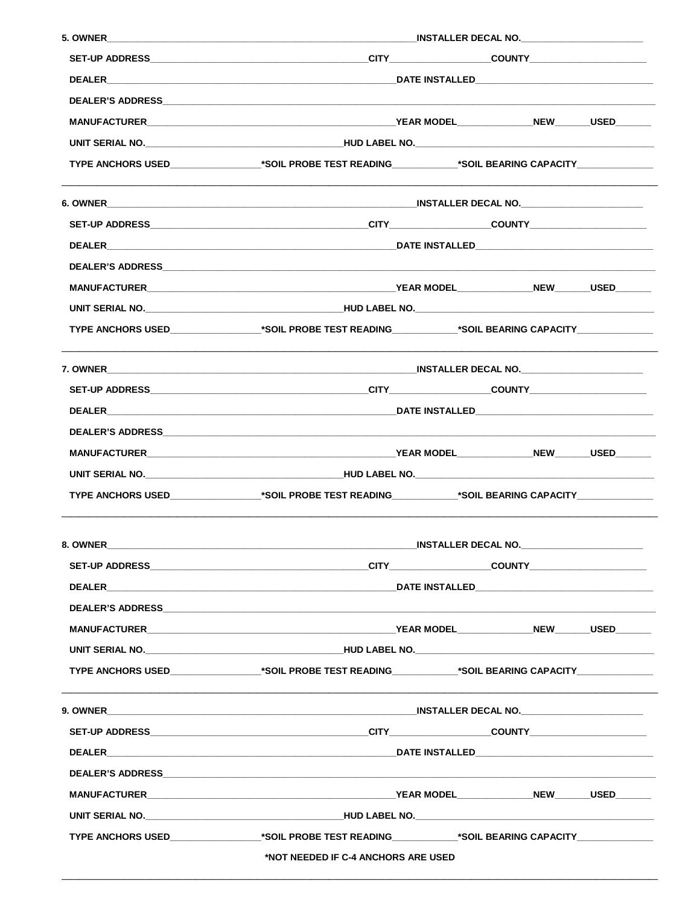5. OWNER\_\_\_\_\_\_\_\_\_\_\_\_\_\_\_\_\_\_\_\_\_\_\_\_\_\_\_\_\_\_\_\_INSTALLER DECAL NO.\_\_\_\_\_\_\_\_\_\_\_\_\_\_\_\_

SET-UP ADDRESS\_\_\_\_\_\_\_\_\_\_\_\_\_\_\_\_\_\_\_\_\_\_CITY\_\_\_\_\_\_\_\_\_\_\_\_COUNTY\_\_\_\_\_\_\_\_\_\_\_\_\_\_

DEALER\_\_\_\_\_\_\_\_\_\_\_\_\_\_\_\_\_\_\_\_\_\_\_\_\_\_\_\_\_\_DATE INSTALLED\_\_\_\_\_\_\_\_\_\_\_\_\_\_\_\_\_\_\_\_

DEALER'S ADDRESS\_\_\_\_\_\_\_\_\_\_\_\_\_\_\_\_\_\_\_\_\_\_\_\_\_\_\_\_\_\_\_\_\_\_\_\_\_\_\_\_\_\_\_\_\_\_\_\_\_\_

MANUFACTURER\_\_\_\_\_\_\_\_\_\_\_\_\_\_\_\_\_\_\_\_\_\_\_\_\_\_\_\_YEAR MODEL\_\_\_\_\_\_\_\_NEW\_\_\_\_USED\_\_\_\_

UNIT SERIAL NO.\_\_\_\_\_\_\_\_\_\_\_\_\_\_\_\_\_\_\_\_\_\_HUD LABEL NO.\_\_\_\_\_\_\_\_\_\_\_\_\_\_\_\_\_\_\_\_\_\_\_\_\_\_

TYPE ANCHORS USED\_\_\_\_\_\_\_\_\_\_\*SOIL PROBE TEST READING\_\_\_\_\_\_\_\_\*SOIL BEARING CAPACITY\_\_\_\_\_\_\_\_

---

6. OWNER\_\_\_\_\_\_\_\_\_\_\_\_\_\_\_\_\_\_\_\_\_\_\_\_\_\_\_\_\_\_\_\_INSTALLER DECAL NO.\_\_\_\_\_\_\_\_\_\_\_\_\_\_\_\_

SET-UP ADDRESS\_\_\_\_\_\_\_\_\_\_\_\_\_\_\_\_\_\_\_\_\_\_CITY\_\_\_\_\_\_\_\_\_\_\_\_COUNTY\_\_\_\_\_\_\_\_\_\_\_\_\_\_

DEALER\_\_\_\_\_\_\_\_\_\_\_\_\_\_\_\_\_\_\_\_\_\_\_\_\_\_\_\_\_\_DATE INSTALLED\_\_\_\_\_\_\_\_\_\_\_\_\_\_\_\_\_\_\_\_

DEALER'S ADDRESS\_\_\_\_\_\_\_\_\_\_\_\_\_\_\_\_\_\_\_\_\_\_\_\_\_\_\_\_\_\_\_\_\_\_\_\_\_\_\_\_\_\_\_\_\_\_\_\_\_\_

MANUFACTURER\_\_\_\_\_\_\_\_\_\_\_\_\_\_\_\_\_\_\_\_\_\_\_\_\_\_\_\_YEAR MODEL\_\_\_\_\_\_\_\_NEW\_\_\_\_USED\_\_\_\_

UNIT SERIAL NO.\_\_\_\_\_\_\_\_\_\_\_\_\_\_\_\_\_\_\_\_\_\_HUD LABEL NO.\_\_\_\_\_\_\_\_\_\_\_\_\_\_\_\_\_\_\_\_\_\_\_\_\_\_

TYPE ANCHORS USED\_\_\_\_\_\_\_\_\_\_\*SOIL PROBE TEST READING\_\_\_\_\_\_\_\_\*SOIL BEARING CAPACITY\_\_\_\_\_\_\_\_

---

7. OWNER\_\_\_\_\_\_\_\_\_\_\_\_\_\_\_\_\_\_\_\_\_\_\_\_\_\_\_\_\_\_\_\_INSTALLER DECAL NO.\_\_\_\_\_\_\_\_\_\_\_\_\_\_\_\_

SET-UP ADDRESS\_\_\_\_\_\_\_\_\_\_\_\_\_\_\_\_\_\_\_\_\_\_CITY\_\_\_\_\_\_\_\_\_\_\_\_COUNTY\_\_\_\_\_\_\_\_\_\_\_\_\_\_

DEALER\_\_\_\_\_\_\_\_\_\_\_\_\_\_\_\_\_\_\_\_\_\_\_\_\_\_\_\_\_\_DATE INSTALLED\_\_\_\_\_\_\_\_\_\_\_\_\_\_\_\_\_\_\_\_

DEALER'S ADDRESS\_\_\_\_\_\_\_\_\_\_\_\_\_\_\_\_\_\_\_\_\_\_\_\_\_\_\_\_\_\_\_\_\_\_\_\_\_\_\_\_\_\_\_\_\_\_\_\_\_\_

MANUFACTURER\_\_\_\_\_\_\_\_\_\_\_\_\_\_\_\_\_\_\_\_\_\_\_\_\_\_\_\_YEAR MODEL\_\_\_\_\_\_\_\_NEW\_\_\_\_USED\_\_\_\_

UNIT SERIAL NO.\_\_\_\_\_\_\_\_\_\_\_\_\_\_\_\_\_\_\_\_\_\_HUD LABEL NO.\_\_\_\_\_\_\_\_\_\_\_\_\_\_\_\_\_\_\_\_\_\_\_\_\_\_

TYPE ANCHORS USED\_\_\_\_\_\_\_\_\_\_\*SOIL PROBE TEST READING\_\_\_\_\_\_\_\_\*SOIL BEARING CAPACITY\_\_\_\_\_\_\_\_

---

8. OWNER\_\_\_\_\_\_\_\_\_\_\_\_\_\_\_\_\_\_\_\_\_\_\_\_\_\_\_\_\_\_\_\_INSTALLER DECAL NO.\_\_\_\_\_\_\_\_\_\_\_\_\_\_\_\_

SET-UP ADDRESS\_\_\_\_\_\_\_\_\_\_\_\_\_\_\_\_\_\_\_\_\_\_CITY\_\_\_\_\_\_\_\_\_\_\_\_COUNTY\_\_\_\_\_\_\_\_\_\_\_\_\_\_

DEALER\_\_\_\_\_\_\_\_\_\_\_\_\_\_\_\_\_\_\_\_\_\_\_\_\_\_\_\_\_\_DATE INSTALLED\_\_\_\_\_\_\_\_\_\_\_\_\_\_\_\_\_\_\_\_

DEALER'S ADDRESS\_\_\_\_\_\_\_\_\_\_\_\_\_\_\_\_\_\_\_\_\_\_\_\_\_\_\_\_\_\_\_\_\_\_\_\_\_\_\_\_\_\_\_\_\_\_\_\_\_\_

MANUFACTURER\_\_\_\_\_\_\_\_\_\_\_\_\_\_\_\_\_\_\_\_\_\_\_\_\_\_\_\_YEAR MODEL\_\_\_\_\_\_\_\_NEW\_\_\_\_USED\_\_\_\_

UNIT SERIAL NO.\_\_\_\_\_\_\_\_\_\_\_\_\_\_\_\_\_\_\_\_\_\_HUD LABEL NO.\_\_\_\_\_\_\_\_\_\_\_\_\_\_\_\_\_\_\_\_\_\_\_\_\_\_

TYPE ANCHORS USED\_\_\_\_\_\_\_\_\_\_\*SOIL PROBE TEST READING\_\_\_\_\_\_\_\_\*SOIL BEARING CAPACITY\_\_\_\_\_\_\_\_

---

9. OWNER\_\_\_\_\_\_\_\_\_\_\_\_\_\_\_\_\_\_\_\_\_\_\_\_\_\_\_\_\_\_\_\_INSTALLER DECAL NO.\_\_\_\_\_\_\_\_\_\_\_\_\_\_\_\_

SET-UP ADDRESS\_\_\_\_\_\_\_\_\_\_\_\_\_\_\_\_\_\_\_\_\_\_CITY\_\_\_\_\_\_\_\_\_\_\_\_COUNTY\_\_\_\_\_\_\_\_\_\_\_\_\_\_

DEALER\_\_\_\_\_\_\_\_\_\_\_\_\_\_\_\_\_\_\_\_\_\_\_\_\_\_\_\_\_\_DATE INSTALLED\_\_\_\_\_\_\_\_\_\_\_\_\_\_\_\_\_\_\_\_

DEALER'S ADDRESS\_\_\_\_\_\_\_\_\_\_\_\_\_\_\_\_\_\_\_\_\_\_\_\_\_\_\_\_\_\_\_\_\_\_\_\_\_\_\_\_\_\_\_\_\_\_\_\_\_\_

MANUFACTURER\_\_\_\_\_\_\_\_\_\_\_\_\_\_\_\_\_\_\_\_\_\_\_\_\_\_\_\_YEAR MODEL\_\_\_\_\_\_\_\_NEW\_\_\_\_USED\_\_\_\_

UNIT SERIAL NO.\_\_\_\_\_\_\_\_\_\_\_\_\_\_\_\_\_\_\_\_\_\_HUD LABEL NO.\_\_\_\_\_\_\_\_\_\_\_\_\_\_\_\_\_\_\_\_\_\_\_\_\_\_

TYPE ANCHORS USED\_\_\_\_\_\_\_\_\_\_\*SOIL PROBE TEST READING\_\_\_\_\_\_\_\_\*SOIL BEARING CAPACITY\_\_\_\_\_\_\_\_

\*NOT NEEDED IF C-4 ANCHORS ARE USED